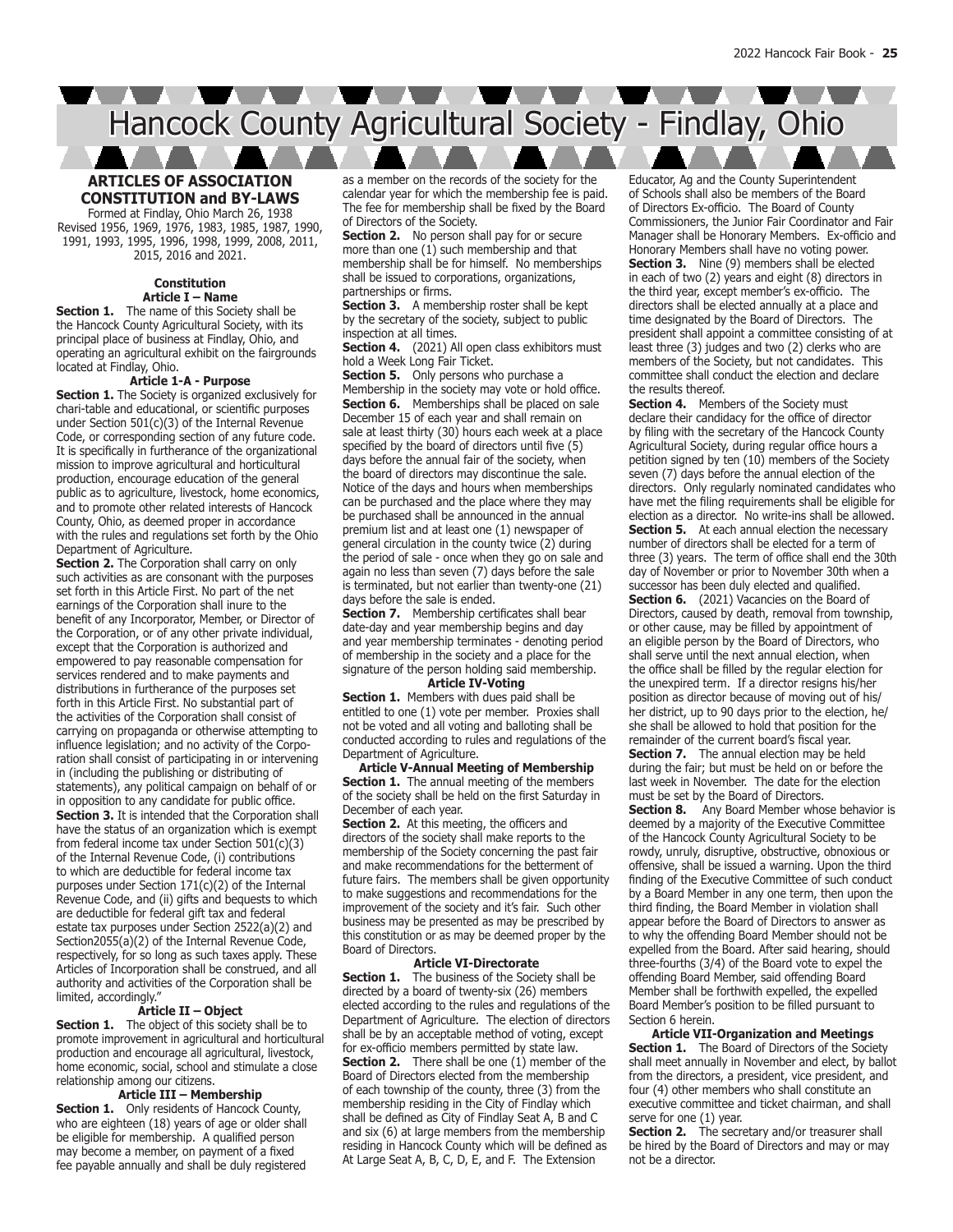# Hancock County Agricultural Society - Findlay, Ohio

## ARTICLES OF ASSOCIATION CONSTITUTION and BY-LAWS

Formed at Findlay, Ohio March 26, 1938
Revised 1956, 1969, 1976, 1983, 1985, 1987, 1990, 1991, 1993, 1995, 1996, 1998, 1999, 2008, 2011, 2015, 2016 and 2021.

### Constitution

#### Article I – Name

**Section 1.** The name of this Society shall be the Hancock County Agricultural Society, with its principal place of business at Findlay, Ohio, and operating an agricultural exhibit on the fairgrounds located at Findlay, Ohio.

#### Article 1-A - Purpose

**Section 1.** The Society is organized exclusively for chari-table and educational, or scientific purposes under Section 501(c)(3) of the Internal Revenue Code, or corresponding section of any future code. It is specifically in furtherance of the organizational mission to improve agricultural and horticultural production, encourage education of the general public as to agriculture, livestock, home economics, and to promote other related interests of Hancock County, Ohio, as deemed proper in accordance with the rules and regulations set forth by the Ohio Department of Agriculture.

**Section 2.** The Corporation shall carry on only such activities as are consonant with the purposes set forth in this Article First. No part of the net earnings of the Corporation shall inure to the benefit of any Incorporator, Member, or Director of the Corporation, or of any other private individual, except that the Corporation is authorized and empowered to pay reasonable compensation for services rendered and to make payments and distributions in furtherance of the purposes set forth in this Article First. No substantial part of the activities of the Corporation shall consist of carrying on propaganda or otherwise attempting to influence legislation; and no activity of the Corpo-ration shall consist of participating in or intervening in (including the publishing or distributing of statements), any political campaign on behalf of or in opposition to any candidate for public office.

**Section 3.** It is intended that the Corporation shall have the status of an organization which is exempt from federal income tax under Section 501(c)(3) of the Internal Revenue Code, (i) contributions to which are deductible for federal income tax purposes under Section 171(c)(2) of the Internal Revenue Code, and (ii) gifts and bequests to which are deductible for federal gift tax and federal estate tax purposes under Section 2522(a)(2) and Section2055(a)(2) of the Internal Revenue Code, respectively, for so long as such taxes apply. These Articles of Incorporation shall be construed, and all authority and activities of the Corporation shall be limited, accordingly."

#### Article II – Object

**Section 1.** The object of this society shall be to promote improvement in agricultural and horticultural production and encourage all agricultural, livestock, home economic, social, school and stimulate a close relationship among our citizens.

#### Article III – Membership

**Section 1.** Only residents of Hancock County, who are eighteen (18) years of age or older shall be eligible for membership. A qualified person may become a member, on payment of a fixed fee payable annually and shall be duly registered as a member on the records of the society for the calendar year for which the membership fee is paid. The fee for membership shall be fixed by the Board of Directors of the Society.

**Section 2.** No person shall pay for or secure more than one (1) such membership and that membership shall be for himself. No memberships shall be issued to corporations, organizations, partnerships or firms.

**Section 3.** A membership roster shall be kept by the secretary of the society, subject to public inspection at all times.

**Section 4.** (2021) All open class exhibitors must hold a Week Long Fair Ticket.

**Section 5.** Only persons who purchase a Membership in the society may vote or hold office.

**Section 6.** Memberships shall be placed on sale December 15 of each year and shall remain on sale at least thirty (30) hours each week at a place specified by the board of directors until five (5) days before the annual fair of the society, when the board of directors may discontinue the sale. Notice of the days and hours when memberships can be purchased and the place where they may be purchased shall be announced in the annual premium list and at least one (1) newspaper of general circulation in the county twice (2) during the period of sale - once when they go on sale and again no less than seven (7) days before the sale is terminated, but not earlier than twenty-one (21) days before the sale is ended.

**Section 7.** Membership certificates shall bear date-day and year membership begins and day and year membership terminates - denoting period of membership in the society and a place for the signature of the person holding said membership.

#### Article IV-Voting

**Section 1.** Members with dues paid shall be entitled to one (1) vote per member. Proxies shall not be voted and all voting and balloting shall be conducted according to rules and regulations of the Department of Agriculture.

#### Article V-Annual Meeting of Membership

**Section 1.** The annual meeting of the members of the society shall be held on the first Saturday in December of each year.

**Section 2.** At this meeting, the officers and directors of the society shall make reports to the membership of the Society concerning the past fair and make recommendations for the betterment of future fairs. The members shall be given opportunity to make suggestions and recommendations for the improvement of the society and it's fair. Such other business may be presented as may be prescribed by this constitution or as may be deemed proper by the Board of Directors.

#### Article VI-Directorate

**Section 1.** The business of the Society shall be directed by a board of twenty-six (26) members elected according to the rules and regulations of the Department of Agriculture. The election of directors shall be by an acceptable method of voting, except for ex-officio members permitted by state law.

**Section 2.** There shall be one (1) member of the Board of Directors elected from the membership of each township of the county, three (3) from the membership residing in the City of Findlay which shall be defined as City of Findlay Seat A, B and C and six (6) at large members from the membership residing in Hancock County which will be defined as At Large Seat A, B, C, D, E, and F. The Extension Educator, Ag and the County Superintendent of Schools shall also be members of the Board of Directors Ex-officio. The Board of County Commissioners, the Junior Fair Coordinator and Fair Manager shall be Honorary Members. Ex-officio and Honorary Members shall have no voting power.

**Section 3.** Nine (9) members shall be elected in each of two (2) years and eight (8) directors in the third year, except member's ex-officio. The directors shall be elected annually at a place and time designated by the Board of Directors. The president shall appoint a committee consisting of at least three (3) judges and two (2) clerks who are members of the Society, but not candidates. This committee shall conduct the election and declare the results thereof.

**Section 4.** Members of the Society must declare their candidacy for the office of director by filing with the secretary of the Hancock County Agricultural Society, during regular office hours a petition signed by ten (10) members of the Society seven (7) days before the annual election of the directors. Only regularly nominated candidates who have met the filing requirements shall be eligible for election as a director. No write-ins shall be allowed.

**Section 5.** At each annual election the necessary number of directors shall be elected for a term of three (3) years. The term of office shall end the 30th day of November or prior to November 30th when a successor has been duly elected and qualified.

**Section 6.** (2021) Vacancies on the Board of Directors, caused by death, removal from township, or other cause, may be filled by appointment of an eligible person by the Board of Directors, who shall serve until the next annual election, when the office shall be filled by the regular election for the unexpired term. If a director resigns his/her position as director because of moving out of his/her district, up to 90 days prior to the election, he/she shall be allowed to hold that position for the remainder of the current board's fiscal year.

**Section 7.** The annual election may be held during the fair; but must be held on or before the last week in November. The date for the election must be set by the Board of Directors.

**Section 8.** Any Board Member whose behavior is deemed by a majority of the Executive Committee of the Hancock County Agricultural Society to be rowdy, unruly, disruptive, obstructive, obnoxious or offensive, shall be issued a warning. Upon the third finding of the Executive Committee of such conduct by a Board Member in any one term, then upon the third finding, the Board Member in violation shall appear before the Board of Directors to answer as to why the offending Board Member should not be expelled from the Board. After said hearing, should three-fourths (3/4) of the Board vote to expel the offending Board Member, said offending Board Member shall be forthwith expelled, the expelled Board Member's position to be filled pursuant to Section 6 herein.

#### Article VII-Organization and Meetings

**Section 1.** The Board of Directors of the Society shall meet annually in November and elect, by ballot from the directors, a president, vice president, and four (4) other members who shall constitute an executive committee and ticket chairman, and shall serve for one (1) year.

**Section 2.** The secretary and/or treasurer shall be hired by the Board of Directors and may or may not be a director.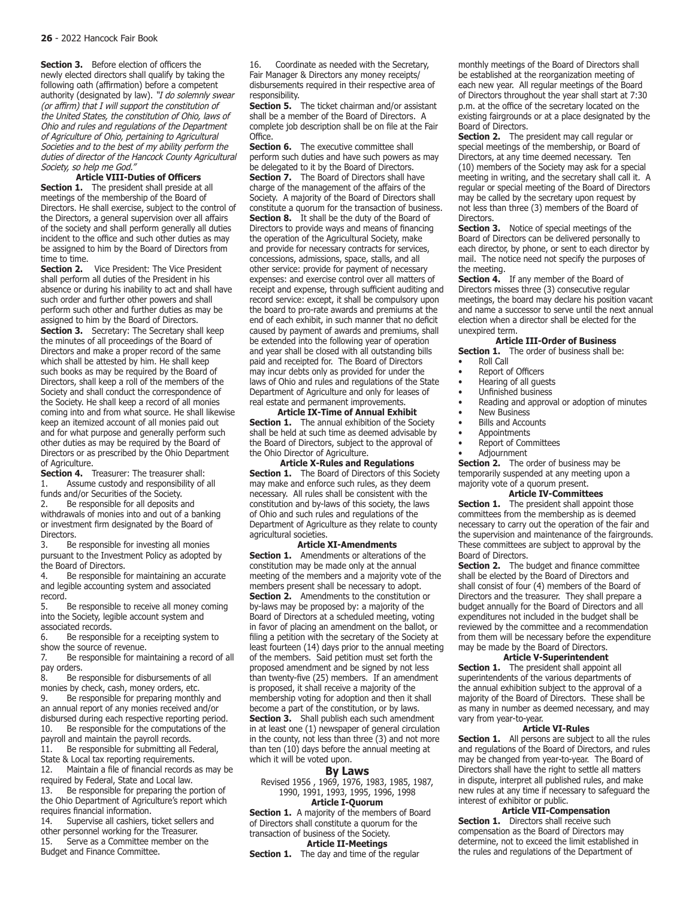**Section 3.** Before election of officers the newly elected directors shall qualify by taking the following oath (affirmation) before a competent authority (designated by law). *"I do solemnly swear (or affirm) that I will support the constitution of the United States, the constitution of Ohio, laws of Ohio and rules and regulations of the Department of Agriculture of Ohio, pertaining to Agricultural Societies and to the best of my ability perform the duties of director of the Hancock County Agricultural Society, so help me God."*

**Article VIII-Duties of Officers**

**Section 1.** The president shall preside at all meetings of the membership of the Board of Directors. He shall exercise, subject to the control of the Directors, a general supervision over all affairs of the society and shall perform generally all duties incident to the office and such other duties as may be assigned to him by the Board of Directors from time to time.

**Section 2.** Vice President: The Vice President shall perform all duties of the President in his absence or during his inability to act and shall have such order and further other powers and shall perform such other and further duties as may be assigned to him by the Board of Directors.

**Section 3.** Secretary: The Secretary shall keep the minutes of all proceedings of the Board of Directors and make a proper record of the same which shall be attested by him. He shall keep such books as may be required by the Board of Directors, shall keep a roll of the members of the Society and shall conduct the correspondence of the Society. He shall keep a record of all monies coming into and from what source. He shall likewise keep an itemized account of all monies paid out and for what purpose and generally perform such other duties as may be required by the Board of Directors or as prescribed by the Ohio Department of Agriculture.

**Section 4.** Treasurer: The treasurer shall:

1. Assume custody and responsibility of all funds and/or Securities of the Society.
2. Be responsible for all deposits and withdrawals of monies into and out of a banking or investment firm designated by the Board of Directors.
3. Be responsible for investing all monies pursuant to the Investment Policy as adopted by the Board of Directors.
4. Be responsible for maintaining an accurate and legible accounting system and associated record.
5. Be responsible to receive all money coming into the Society, legible account system and associated records.
6. Be responsible for a receipting system to show the source of revenue.
7. Be responsible for maintaining a record of all pay orders.
8. Be responsible for disbursements of all monies by check, cash, money orders, etc.
9. Be responsible for preparing monthly and an annual report of any monies received and/or disbursed during each respective reporting period.
10. Be responsible for the computations of the payroll and maintain the payroll records.
11. Be responsible for submitting all Federal, State & Local tax reporting requirements.
12. Maintain a file of financial records as may be required by Federal, State and Local law.
13. Be responsible for preparing the portion of the Ohio Department of Agriculture's report which requires financial information.
14. Supervise all cashiers, ticket sellers and other personnel working for the Treasurer.
15. Serve as a Committee member on the Budget and Finance Committee.
16. Coordinate as needed with the Secretary, Fair Manager & Directors any money receipts/disbursements required in their respective area of responsibility.

**Section 5.** The ticket chairman and/or assistant shall be a member of the Board of Directors. A complete job description shall be on file at the Fair Office.

**Section 6.** The executive committee shall perform such duties and have such powers as may be delegated to it by the Board of Directors.

**Section 7.** The Board of Directors shall have charge of the management of the affairs of the Society. A majority of the Board of Directors shall constitute a quorum for the transaction of business.

**Section 8.** It shall be the duty of the Board of Directors to provide ways and means of financing the operation of the Agricultural Society, make and provide for necessary contracts for services, concessions, admissions, space, stalls, and all other service: provide for payment of necessary expenses: and exercise control over all matters of receipt and expense, through sufficient auditing and record service: except, it shall be compulsory upon the board to pro-rate awards and premiums at the end of each exhibit, in such manner that no deficit caused by payment of awards and premiums, shall be extended into the following year of operation and year shall be closed with all outstanding bills paid and receipted for. The Board of Directors may incur debts only as provided for under the laws of Ohio and rules and regulations of the State Department of Agriculture and only for leases of real estate and permanent improvements.

**Article IX-Time of Annual Exhibit**

**Section 1.** The annual exhibition of the Society shall be held at such time as deemed advisable by the Board of Directors, subject to the approval of the Ohio Director of Agriculture.

**Article X-Rules and Regulations**

**Section 1.** The Board of Directors of this Society may make and enforce such rules, as they deem necessary. All rules shall be consistent with the constitution and by-laws of this society, the laws of Ohio and such rules and regulations of the Department of Agriculture as they relate to county agricultural societies.

**Article XI-Amendments**

**Section 1.** Amendments or alterations of the constitution may be made only at the annual meeting of the members and a majority vote of the members present shall be necessary to adopt.

**Section 2.** Amendments to the constitution or by-laws may be proposed by: a majority of the Board of Directors at a scheduled meeting, voting in favor of placing an amendment on the ballot, or filing a petition with the secretary of the Society at least fourteen (14) days prior to the annual meeting of the members. Said petition must set forth the proposed amendment and be signed by not less than twenty-five (25) members. If an amendment is proposed, it shall receive a majority of the membership voting for adoption and then it shall become a part of the constitution, or by laws.

**Section 3.** Shall publish each such amendment in at least one (1) newspaper of general circulation in the county, not less than three (3) and not more than ten (10) days before the annual meeting at which it will be voted upon.

## By Laws

Revised 1956 , 1969, 1976, 1983, 1985, 1987, 1990, 1991, 1993, 1995, 1996, 1998

**Article I-Quorum**

**Section 1.** A majority of the members of Board of Directors shall constitute a quorum for the transaction of business of the Society.

**Article II-Meetings**

**Section 1.** The day and time of the regular monthly meetings of the Board of Directors shall be established at the reorganization meeting of each new year. All regular meetings of the Board of Directors throughout the year shall start at 7:30 p.m. at the office of the secretary located on the existing fairgrounds or at a place designated by the Board of Directors.

**Section 2.** The president may call regular or special meetings of the membership, or Board of Directors, at any time deemed necessary. Ten (10) members of the Society may ask for a special meeting in writing, and the secretary shall call it. A regular or special meeting of the Board of Directors may be called by the secretary upon request by not less than three (3) members of the Board of Directors.

**Section 3.** Notice of special meetings of the Board of Directors can be delivered personally to each director, by phone, or sent to each director by mail. The notice need not specify the purposes of the meeting.

**Section 4.** If any member of the Board of Directors misses three (3) consecutive regular meetings, the board may declare his position vacant and name a successor to serve until the next annual election when a director shall be elected for the unexpired term.

**Article III-Order of Business**

**Section 1.** The order of business shall be:

- Roll Call
- Report of Officers
- Hearing of all guests
- Unfinished business
- Reading and approval or adoption of minutes
- New Business
- Bills and Accounts
- Appointments
- Report of Committees
- Adjournment

**Section 2.** The order of business may be temporarily suspended at any meeting upon a majority vote of a quorum present.

**Article IV-Committees**

**Section 1.** The president shall appoint those committees from the membership as is deemed necessary to carry out the operation of the fair and the supervision and maintenance of the fairgrounds. These committees are subject to approval by the Board of Directors.

**Section 2.** The budget and finance committee shall be elected by the Board of Directors and shall consist of four (4) members of the Board of Directors and the treasurer. They shall prepare a budget annually for the Board of Directors and all expenditures not included in the budget shall be reviewed by the committee and a recommendation from them will be necessary before the expenditure may be made by the Board of Directors.

**Article V-Superintendent**

**Section 1.** The president shall appoint all superintendents of the various departments of the annual exhibition subject to the approval of a majority of the Board of Directors. These shall be as many in number as deemed necessary, and may vary from year-to-year.

**Article VI-Rules**

**Section 1.** All persons are subject to all the rules and regulations of the Board of Directors, and rules may be changed from year-to-year. The Board of Directors shall have the right to settle all matters in dispute, interpret all published rules, and make new rules at any time if necessary to safeguard the interest of exhibitor or public.

**Article VII-Compensation**

**Section 1.** Directors shall receive such compensation as the Board of Directors may determine, not to exceed the limit established in the rules and regulations of the Department of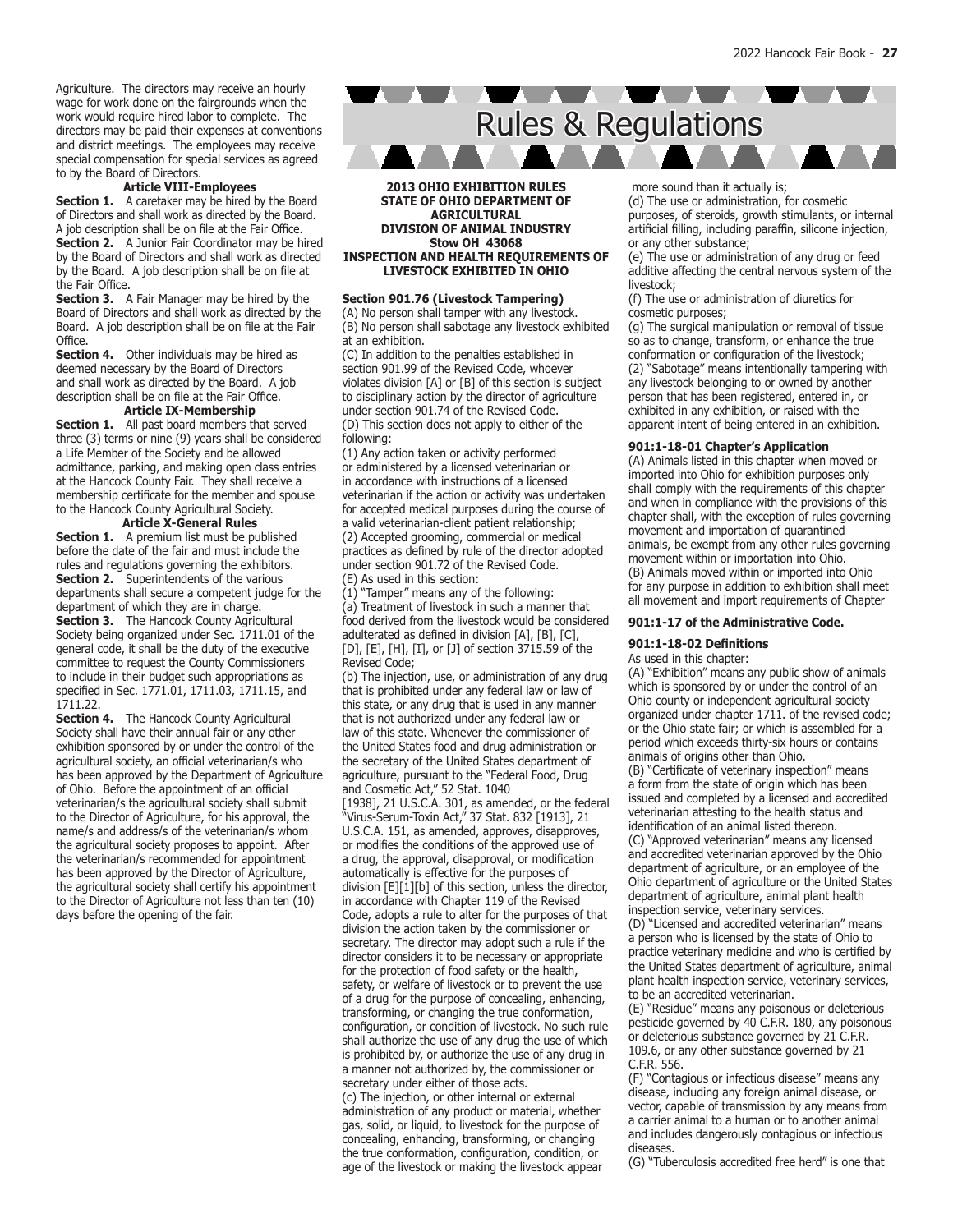Agriculture. The directors may receive an hourly wage for work done on the fairgrounds when the work would require hired labor to complete. The directors may be paid their expenses at conventions and district meetings. The employees may receive special compensation for special services as agreed to by the Board of Directors.

**Article VIII-Employees**

**Section 1.** A caretaker may be hired by the Board of Directors and shall work as directed by the Board. A job description shall be on file at the Fair Office.

**Section 2.** A Junior Fair Coordinator may be hired by the Board of Directors and shall work as directed by the Board. A job description shall be on file at the Fair Office.

**Section 3.** A Fair Manager may be hired by the Board of Directors and shall work as directed by the Board. A job description shall be on file at the Fair Office.

**Section 4.** Other individuals may be hired as deemed necessary by the Board of Directors and shall work as directed by the Board. A job description shall be on file at the Fair Office.

**Article IX-Membership**

**Section 1.** All past board members that served three (3) terms or nine (9) years shall be considered a Life Member of the Society and be allowed admittance, parking, and making open class entries at the Hancock County Fair. They shall receive a membership certificate for the member and spouse to the Hancock County Agricultural Society.

**Article X-General Rules**

**Section 1.** A premium list must be published before the date of the fair and must include the rules and regulations governing the exhibitors.

**Section 2.** Superintendents of the various departments shall secure a competent judge for the department of which they are in charge.

**Section 3.** The Hancock County Agricultural Society being organized under Sec. 1711.01 of the general code, it shall be the duty of the executive committee to request the County Commissioners to include in their budget such appropriations as specified in Sec. 1771.01, 1711.03, 1711.15, and 1711.22.

**Section 4.** The Hancock County Agricultural Society shall have their annual fair or any other exhibition sponsored by or under the control of the agricultural society, an official veterinarian/s who has been approved by the Department of Agriculture of Ohio. Before the appointment of an official veterinarian/s the agricultural society shall submit to the Director of Agriculture, for his approval, the name/s and address/s of the veterinarian/s whom the agricultural society proposes to appoint. After the veterinarian/s recommended for appointment has been approved by the Director of Agriculture, the agricultural society shall certify his appointment to the Director of Agriculture not less than ten (10) days before the opening of the fair.

# Rules & Regulations

**2013 OHIO EXHIBITION RULES**
**STATE OF OHIO DEPARTMENT OF AGRICULTURAL**
**DIVISION OF ANIMAL INDUSTRY**
**Stow OH 43068**
**INSPECTION AND HEALTH REQUIREMENTS OF LIVESTOCK EXHIBITED IN OHIO**

**Section 901.76 (Livestock Tampering)**

(A) No person shall tamper with any livestock.
(B) No person shall sabotage any livestock exhibited at an exhibition.
(C) In addition to the penalties established in section 901.99 of the Revised Code, whoever violates division [A] or [B] of this section is subject to disciplinary action by the director of agriculture under section 901.74 of the Revised Code.
(D) This section does not apply to either of the following:
(1) Any action taken or activity performed or administered by a licensed veterinarian or in accordance with instructions of a licensed veterinarian if the action or activity was undertaken for accepted medical purposes during the course of a valid veterinarian-client patient relationship;
(2) Accepted grooming, commercial or medical practices as defined by rule of the director adopted under section 901.72 of the Revised Code.
(E) As used in this section:
(1) "Tamper" means any of the following:
(a) Treatment of livestock in such a manner that food derived from the livestock would be considered adulterated as defined in division [A], [B], [C], [D], [E], [H], [I], or [J] of section 3715.59 of the Revised Code;
(b) The injection, use, or administration of any drug that is prohibited under any federal law or law of this state, or any drug that is used in any manner that is not authorized under any federal law or law of this state. Whenever the commissioner of the United States food and drug administration or the secretary of the United States department of agriculture, pursuant to the "Federal Food, Drug and Cosmetic Act," 52 Stat. 1040 [1938], 21 U.S.C.A. 301, as amended, or the federal "Virus-Serum-Toxin Act," 37 Stat. 832 [1913], 21 U.S.C.A. 151, as amended, approves, disapproves, or modifies the conditions of the approved use of a drug, the approval, disapproval, or modification automatically is effective for the purposes of division [E][1][b] of this section, unless the director, in accordance with Chapter 119 of the Revised Code, adopts a rule to alter for the purposes of that division the action taken by the commissioner or secretary. The director may adopt such a rule if the director considers it to be necessary or appropriate for the protection of food safety or the health, safety, or welfare of livestock or to prevent the use of a drug for the purpose of concealing, enhancing, transforming, or changing the true conformation, configuration, or condition of livestock. No such rule shall authorize the use of any drug the use of which is prohibited by, or authorize the use of any drug in a manner not authorized by, the commissioner or secretary under either of those acts.
(c) The injection, or other internal or external administration of any product or material, whether gas, solid, or liquid, to livestock for the purpose of concealing, enhancing, transforming, or changing the true conformation, configuration, condition, or age of the livestock or making the livestock appear more sound than it actually is;
(d) The use or administration, for cosmetic purposes, of steroids, growth stimulants, or internal artificial filling, including paraffin, silicone injection, or any other substance;
(e) The use or administration of any drug or feed additive affecting the central nervous system of the livestock;
(f) The use or administration of diuretics for cosmetic purposes;
(g) The surgical manipulation or removal of tissue so as to change, transform, or enhance the true conformation or configuration of the livestock;
(2) "Sabotage" means intentionally tampering with any livestock belonging to or owned by another person that has been registered, entered in, or exhibited in any exhibition, or raised with the apparent intent of being entered in an exhibition.

**901:1-18-01 Chapter's Application**

(A) Animals listed in this chapter when moved or imported into Ohio for exhibition purposes only shall comply with the requirements of this chapter and when in compliance with the provisions of this chapter shall, with the exception of rules governing movement and importation of quarantined animals, be exempt from any other rules governing movement within or importation into Ohio.
(B) Animals moved within or imported into Ohio for any purpose in addition to exhibition shall meet all movement and import requirements of Chapter

**901:1-17 of the Administrative Code.**

**901:1-18-02 Definitions**

As used in this chapter:
(A) "Exhibition" means any public show of animals which is sponsored by or under the control of an Ohio county or independent agricultural society organized under chapter 1711. of the revised code; or the Ohio state fair; or which is assembled for a period which exceeds thirty-six hours or contains animals of origins other than Ohio.
(B) "Certificate of veterinary inspection" means a form from the state of origin which has been issued and completed by a licensed and accredited veterinarian attesting to the health status and identification of an animal listed thereon.
(C) "Approved veterinarian" means any licensed and accredited veterinarian approved by the Ohio department of agriculture, or an employee of the Ohio department of agriculture or the United States department of agriculture, animal plant health inspection service, veterinary services.
(D) "Licensed and accredited veterinarian" means a person who is licensed by the state of Ohio to practice veterinary medicine and who is certified by the United States department of agriculture, animal plant health inspection service, veterinary services, to be an accredited veterinarian.
(E) "Residue" means any poisonous or deleterious pesticide governed by 40 C.F.R. 180, any poisonous or deleterious substance governed by 21 C.F.R. 109.6, or any other substance governed by 21 C.F.R. 556.
(F) "Contagious or infectious disease" means any disease, including any foreign animal disease, or vector, capable of transmission by any means from a carrier animal to a human or to another animal and includes dangerously contagious or infectious diseases.
(G) "Tuberculosis accredited free herd" is one that